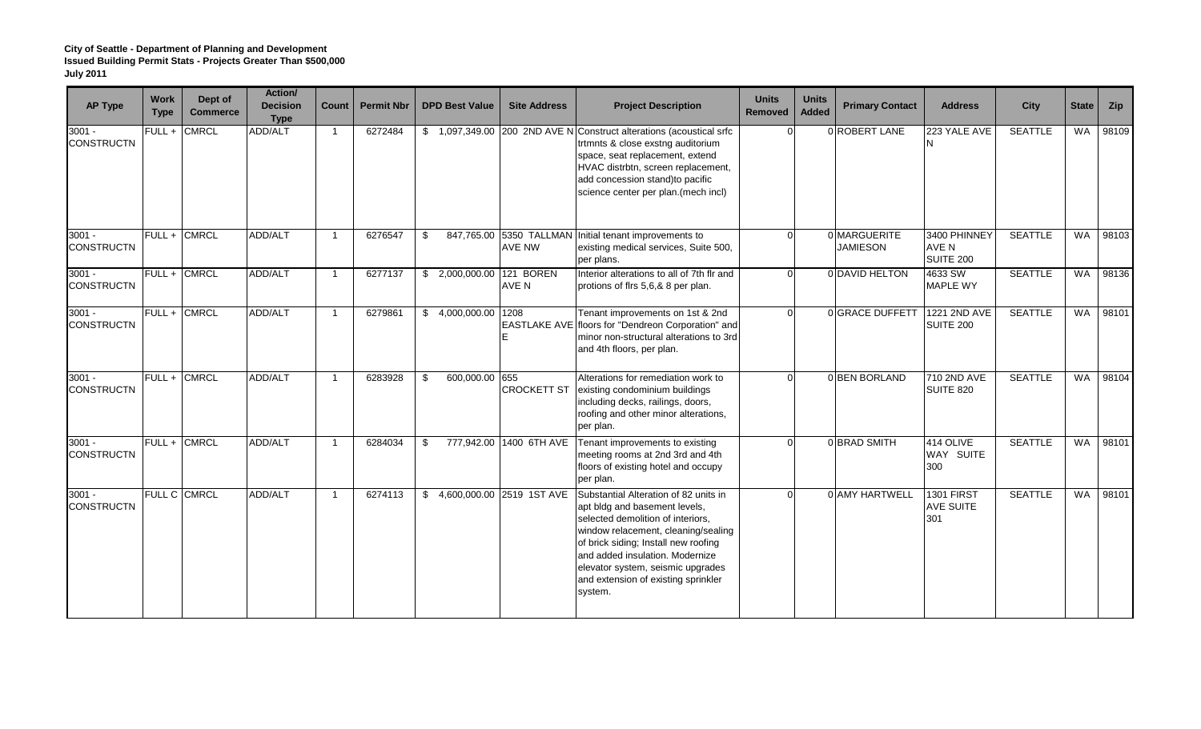**City of Seattle - Department of Planning and Development**
**Issued Building Permit Stats - Projects Greater Than $500,000**
**July 2011**

| AP Type | Work Type | Dept of Commerce | Action/ Decision Type | Count | Permit Nbr | DPD Best Value | Site Address | Project Description | Units Removed | Units Added | Primary Contact | Address | City | State | Zip |
|---|---|---|---|---|---|---|---|---|---|---|---|---|---|---|---|
| 3001 - CONSTRUCTN | FULL + | CMRCL | ADD/ALT | 1 | 6272484 | $ 1,097,349.00 | 200 2ND AVE N | Construct alterations (acoustical srfc trtmnts & close exstng auditorium space, seat replacement, extend HVAC distrbtn, screen replacement, add concession stand)to pacific science center per plan.(mech incl) | 0 | 0 | ROBERT LANE | 223 YALE AVE N | SEATTLE | WA | 98109 |
| 3001 - CONSTRUCTN | FULL + | CMRCL | ADD/ALT | 1 | 6276547 | $ 847,765.00 | 5350 TALLMAN AVE NW | Initial tenant improvements to existing medical services, Suite 500, per plans. | 0 | 0 | MARGUERITE JAMIESON | 3400 PHINNEY AVE N SUITE 200 | SEATTLE | WA | 98103 |
| 3001 - CONSTRUCTN | FULL + | CMRCL | ADD/ALT | 1 | 6277137 | $ 2,000,000.00 | 121 BOREN AVE N | Interior alterations to all of 7th flr and protions of flrs 5,6,& 8 per plan. | 0 | 0 | DAVID HELTON | 4633 SW MAPLE WY | SEATTLE | WA | 98136 |
| 3001 - CONSTRUCTN | FULL + | CMRCL | ADD/ALT | 1 | 6279861 | $ 4,000,000.00 | 1208 EASTLAKE AVE E | Tenant improvements on 1st & 2nd floors for "Dendreon Corporation" and minor non-structural alterations to 3rd and 4th floors, per plan. | 0 | 0 | GRACE DUFFETT | 1221 2ND AVE SUITE 200 | SEATTLE | WA | 98101 |
| 3001 - CONSTRUCTN | FULL + | CMRCL | ADD/ALT | 1 | 6283928 | $ 600,000.00 | 655 CROCKETT ST | Alterations for remediation work to existing condominium buildings including decks, railings, doors, roofing and other minor alterations, per plan. | 0 | 0 | BEN BORLAND | 710 2ND AVE SUITE 820 | SEATTLE | WA | 98104 |
| 3001 - CONSTRUCTN | FULL + | CMRCL | ADD/ALT | 1 | 6284034 | $ 777,942.00 | 1400 6TH AVE | Tenant improvements to existing meeting rooms at 2nd 3rd and 4th floors of existing hotel and occupy per plan. | 0 | 0 | BRAD SMITH | 414 OLIVE WAY SUITE 300 | SEATTLE | WA | 98101 |
| 3001 - CONSTRUCTN | FULL C | CMRCL | ADD/ALT | 1 | 6274113 | $ 4,600,000.00 | 2519 1ST AVE | Substantial Alteration of 82 units in apt bldg and basement levels, selected demolition of interiors, window relacement, cleaning/sealing of brick siding; Install new roofing and added insulation. Modernize elevator system, seismic upgrades and extension of existing sprinkler system. | 0 | 0 | AMY HARTWELL | 1301 FIRST AVE SUITE 301 | SEATTLE | WA | 98101 |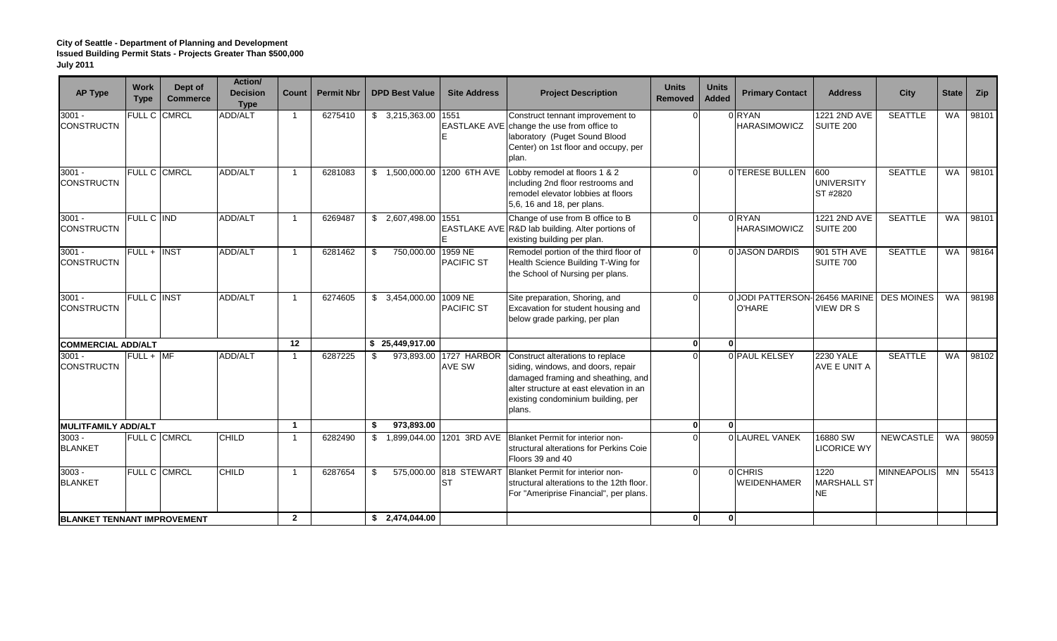**City of Seattle - Department of Planning and Development**
**Issued Building Permit Stats - Projects Greater Than $500,000**
**July 2011**

| AP Type | Work Type | Dept of Commerce | Action/ Decision Type | Count | Permit Nbr | DPD Best Value | Site Address | Project Description | Units Removed | Units Added | Primary Contact | Address | City | State | Zip |
|---|---|---|---|---|---|---|---|---|---|---|---|---|---|---|---|
| 3001 - CONSTRUCTN | FULL C | CMRCL | ADD/ALT | 1 | 6275410 | $ 3,215,363.00 | 1551 EASTLAKE AVE E | Construct tenant improvement to change the use from office to laboratory (Puget Sound Blood Center) on 1st floor and occupy, per plan. | 0 | 0 | RYAN HARASIMOWICZ | 1221 2ND AVE SUITE 200 | SEATTLE | WA | 98101 |
| 3001 - CONSTRUCTN | FULL C | CMRCL | ADD/ALT | 1 | 6281083 | $ 1,500,000.00 | 1200 6TH AVE | Lobby remodel at floors 1 & 2 including 2nd floor restrooms and remodel elevator lobbies at floors 5,6, 16 and 18, per plans. | 0 | 0 | TERESE BULLEN | 600 UNIVERSITY ST #2820 | SEATTLE | WA | 98101 |
| 3001 - CONSTRUCTN | FULL C | IND | ADD/ALT | 1 | 6269487 | $ 2,607,498.00 | 1551 EASTLAKE AVE E | Change of use from B office to B R&D lab building. Alter portions of existing building per plan. | 0 | 0 | RYAN HARASIMOWICZ | 1221 2ND AVE SUITE 200 | SEATTLE | WA | 98101 |
| 3001 - CONSTRUCTN | FULL + | INST | ADD/ALT | 1 | 6281462 | $ 750,000.00 | 1959 NE PACIFIC ST | Remodel portion of the third floor of Health Science Building T-Wing for the School of Nursing per plans. | 0 | 0 | JASON DARDIS | 901 5TH AVE SUITE 700 | SEATTLE | WA | 98164 |
| 3001 - CONSTRUCTN | FULL C | INST | ADD/ALT | 1 | 6274605 | $ 3,454,000.00 | 1009 NE PACIFIC ST | Site preparation, Shoring, and Excavation for student housing and below grade parking, per plan | 0 | 0 | JODI PATTERSON-O'HARE | 26456 MARINE VIEW DR S | DES MOINES | WA | 98198 |
| **COMMERCIAL ADD/ALT** | | | | **12** | | **$ 25,449,917.00** | | | **0** | **0** | | | | | |
| 3001 - CONSTRUCTN | FULL + | MF | ADD/ALT | 1 | 6287225 | $ 973,893.00 | 1727 HARBOR AVE SW | Construct alterations to replace siding, windows, and doors, repair damaged framing and sheathing, and alter structure at east elevation in an existing condominium building, per plans. | 0 | 0 | PAUL KELSEY | 2230 YALE AVE E UNIT A | SEATTLE | WA | 98102 |
| **MULITFAMILY ADD/ALT** | | | | **1** | | **$ 973,893.00** | | | **0** | **0** | | | | | |
| 3003 - BLANKET | FULL C | CMRCL | CHILD | 1 | 6282490 | $ 1,899,044.00 | 1201 3RD AVE | Blanket Permit for interior non-structural alterations for Perkins Coie Floors 39 and 40 | 0 | 0 | LAUREL VANEK | 16880 SW LICORICE WY | NEWCASTLE | WA | 98059 |
| 3003 - BLANKET | FULL C | CMRCL | CHILD | 1 | 6287654 | $ 575,000.00 | 818 STEWART ST | Blanket Permit for interior non-structural alterations to the 12th floor. For "Ameriprise Financial", per plans. | 0 | 0 | CHRIS WEIDENHAMER | 1220 MARSHALL ST NE | MINNEAPOLIS | MN | 55413 |
| **BLANKET TENNANT IMPROVEMENT** | | | | **2** | | **$ 2,474,044.00** | | | **0** | **0** | | | | | |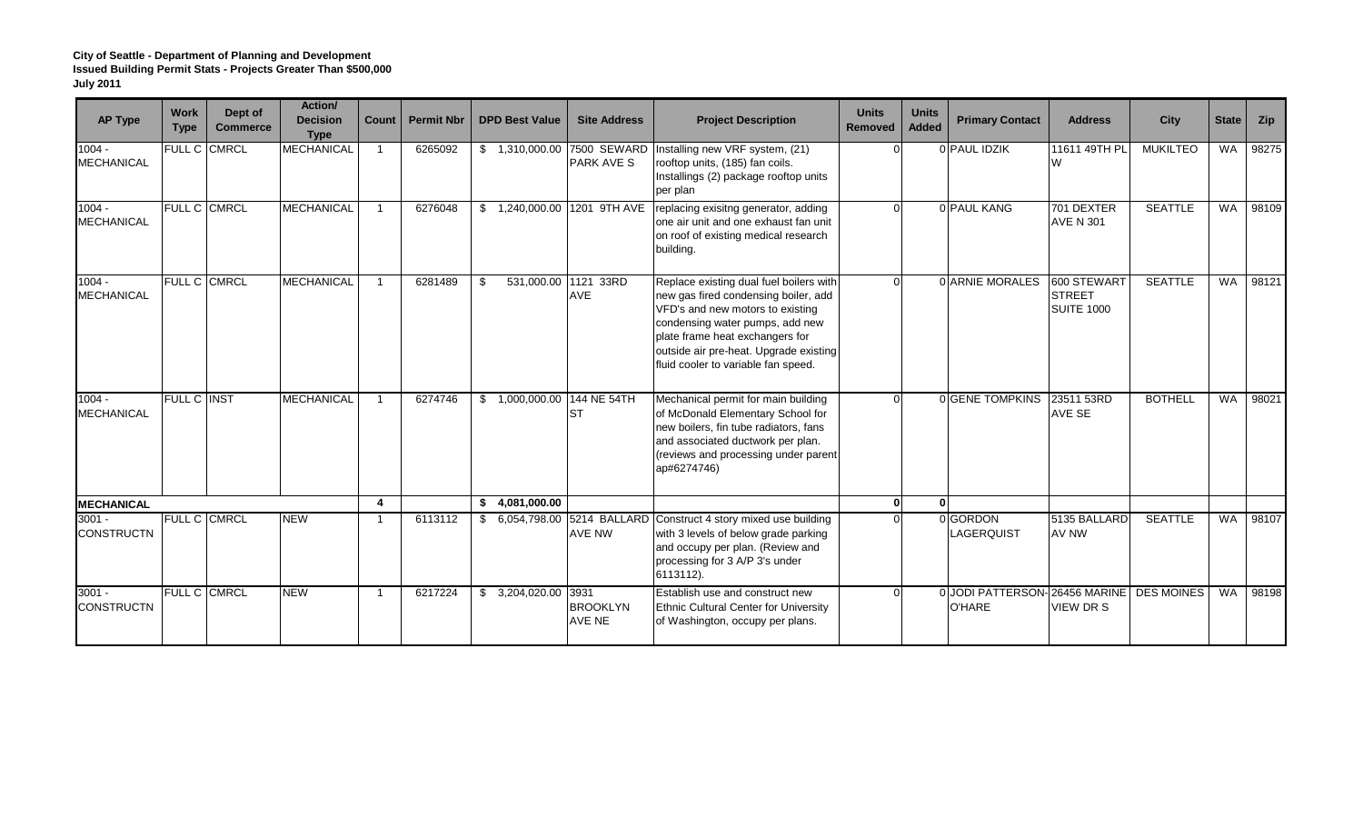**City of Seattle - Department of Planning and Development**
**Issued Building Permit Stats - Projects Greater Than $500,000**
**July 2011**

| AP Type | Work Type | Dept of Commerce | Action/ Decision Type | Count | Permit Nbr | DPD Best Value | Site Address | Project Description | Units Removed | Units Added | Primary Contact | Address | City | State | Zip |
|---|---|---|---|---|---|---|---|---|---|---|---|---|---|---|---|
| 1004 - MECHANICAL | FULL C | CMRCL | MECHANICAL | 1 | 6265092 | $ 1,310,000.00 | 7500 SEWARD PARK AVE S | Installing new VRF system, (21) rooftop units, (185) fan coils. Installings (2) package rooftop units per plan | 0 | 0 | PAUL IDZIK | 11611 49TH PL W | MUKILTEO | WA | 98275 |
| 1004 - MECHANICAL | FULL C | CMRCL | MECHANICAL | 1 | 6276048 | $ 1,240,000.00 | 1201 9TH AVE | replacing exisitng generator, adding one air unit and one exhaust fan unit on roof of existing medical research building. | 0 | 0 | PAUL KANG | 701 DEXTER AVE N 301 | SEATTLE | WA | 98109 |
| 1004 - MECHANICAL | FULL C | CMRCL | MECHANICAL | 1 | 6281489 | $ 531,000.00 | 1121 33RD AVE | Replace existing dual fuel boilers with new gas fired condensing boiler, add VFD's and new motors to existing condensing water pumps, add new plate frame heat exchangers for outside air pre-heat. Upgrade existing fluid cooler to variable fan speed. | 0 | 0 | ARNIE MORALES | 600 STEWART STREET SUITE 1000 | SEATTLE | WA | 98121 |
| 1004 - MECHANICAL | FULL C | INST | MECHANICAL | 1 | 6274746 | $ 1,000,000.00 | 144 NE 54TH ST | Mechanical permit for main building of McDonald Elementary School for new boilers, fin tube radiators, fans and associated ductwork per plan. (reviews and processing under parent ap#6274746) | 0 | 0 | GENE TOMPKINS | 23511 53RD AVE SE | BOTHELL | WA | 98021 |
| **MECHANICAL** | | | | **4** | | **$ 4,081,000.00** | | | **0** | **0** | | | | | |
| 3001 - CONSTRUCTN | FULL C | CMRCL | NEW | 1 | 6113112 | $ 6,054,798.00 | 5214 BALLARD AVE NW | Construct 4 story mixed use building with 3 levels of below grade parking and occupy per plan. (Review and processing for 3 A/P 3's under 6113112). | 0 | 0 | GORDON LAGERQUIST | 5135 BALLARD AV NW | SEATTLE | WA | 98107 |
| 3001 - CONSTRUCTN | FULL C | CMRCL | NEW | 1 | 6217224 | $ 3,204,020.00 | 3931 BROOKLYN AVE NE | Establish use and construct new Ethnic Cultural Center for University of Washington, occupy per plans. | 0 | 0 | JODI PATTERSON-O'HARE | 26456 MARINE VIEW DR S | DES MOINES | WA | 98198 |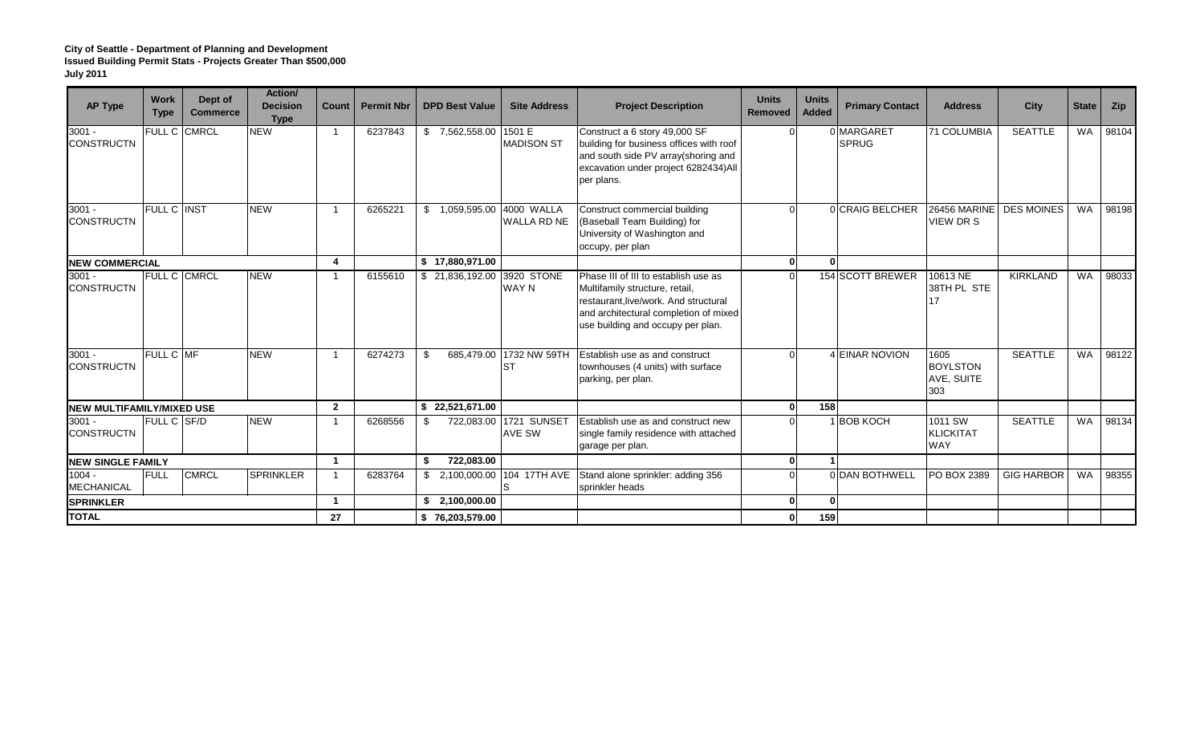**City of Seattle - Department of Planning and Development**
**Issued Building Permit Stats - Projects Greater Than $500,000**
**July 2011**

| AP Type | Work Type | Dept of Commerce | Action/ Decision Type | Count | Permit Nbr | DPD Best Value | Site Address | Project Description | Units Removed | Units Added | Primary Contact | Address | City | State | Zip |
|---|---|---|---|---|---|---|---|---|---|---|---|---|---|---|---|
| 3001 - CONSTRUCTN | FULL C | CMRCL | NEW | 1 | 6237843 | $ 7,562,558.00 | 1501 E MADISON ST | Construct a 6 story 49,000 SF building for business offices with roof and south side PV array(shoring and excavation under project 6282434)All per plans. | 0 | 0 | MARGARET SPRUG | 71 COLUMBIA | SEATTLE | WA | 98104 |
| 3001 - CONSTRUCTN | FULL C | INST | NEW | 1 | 6265221 | $ 1,059,595.00 | 4000 WALLA WALLA RD NE | Construct commercial building (Baseball Team Building) for University of Washington and occupy, per plan | 0 | 0 | CRAIG BELCHER | 26456 MARINE VIEW DR S | DES MOINES | WA | 98198 |
| **NEW COMMERCIAL** | | | | **4** | | **$ 17,880,971.00** | | | **0** | **0** | | | | | |
| 3001 - CONSTRUCTN | FULL C | CMRCL | NEW | 1 | 6155610 | $ 21,836,192.00 | 3920 STONE WAY N | Phase III of III to establish use as Multifamily structure, retail, restaurant,live/work. And structural and architectural completion of mixed use building and occupy per plan. | 0 | 154 | SCOTT BREWER | 10613 NE 38TH PL STE 17 | KIRKLAND | WA | 98033 |
| 3001 - CONSTRUCTN | FULL C | MF | NEW | 1 | 6274273 | $ 685,479.00 | 1732 NW 59TH ST | Establish use as and construct townhouses (4 units) with surface parking, per plan. | 0 | 4 | EINAR NOVION | 1605 BOYLSTON AVE, SUITE 303 | SEATTLE | WA | 98122 |
| **NEW MULTIFAMILY/MIXED USE** | | | | **2** | | **$ 22,521,671.00** | | | **0** | **158** | | | | | |
| 3001 - CONSTRUCTN | FULL C | SF/D | NEW | 1 | 6268556 | $ 722,083.00 | 1721 SUNSET AVE SW | Establish use as and construct new single family residence with attached garage per plan. | 0 | 1 | BOB KOCH | 1011 SW KLICKITAT WAY | SEATTLE | WA | 98134 |
| **NEW SINGLE FAMILY** | | | | **1** | | **$ 722,083.00** | | | **0** | **1** | | | | | |
| 1004 - MECHANICAL | FULL | CMRCL | SPRINKLER | 1 | 6283764 | $ 2,100,000.00 | 104 17TH AVE S | Stand alone sprinkler: adding 356 sprinkler heads | 0 | 0 | DAN BOTHWELL | PO BOX 2389 | GIG HARBOR | WA | 98355 |
| **SPRINKLER** | | | | **1** | | **$ 2,100,000.00** | | | **0** | **0** | | | | | |
| **TOTAL** | | | | **27** | | **$ 76,203,579.00** | | | **0** | **159** | | | | | |